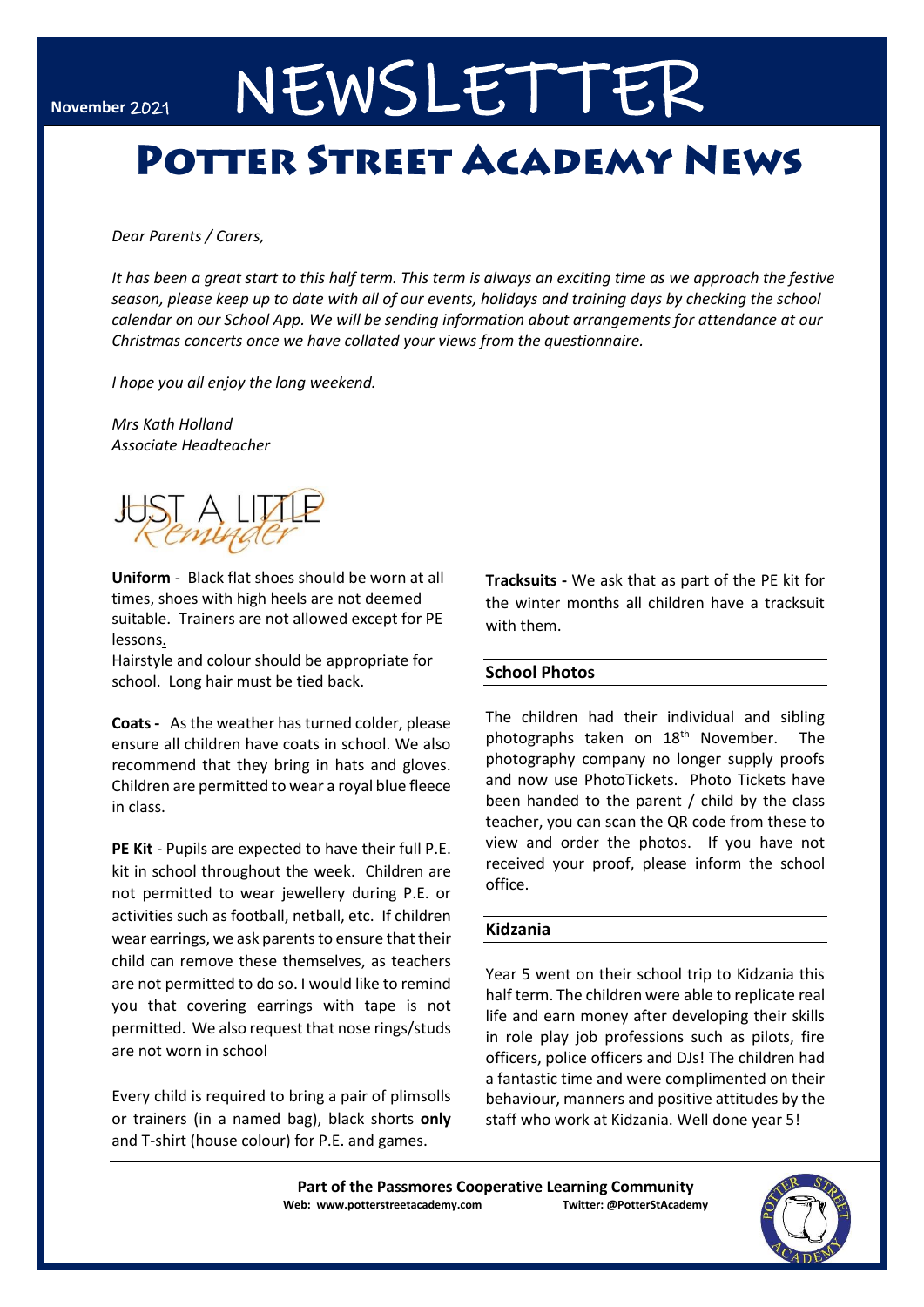November 2021

# NEWSLETTER

## Potter Street Academy News

*Dear Parents / Carers,*

*It has been a great start to this half term. This term is always an exciting time as we approach the festive season, please keep up to date with all of our events, holidays and training days by checking the school calendar on our School App. We will be sending information about arrangements for attendance at our Christmas concerts once we have collated your views from the questionnaire.*

*I hope you all enjoy the long weekend.*

*Mrs Kath Holland*
*Associate Headteacher*

### JUST A LITTLE Reminder

**Uniform** - Black flat shoes should be worn at all times, shoes with high heels are not deemed suitable. Trainers are not allowed except for PE lessons.
Hairstyle and colour should be appropriate for school. Long hair must be tied back.

**Coats -** As the weather has turned colder, please ensure all children have coats in school. We also recommend that they bring in hats and gloves. Children are permitted to wear a royal blue fleece in class.

**PE Kit** - Pupils are expected to have their full P.E. kit in school throughout the week. Children are not permitted to wear jewellery during P.E. or activities such as football, netball, etc. If children wear earrings, we ask parents to ensure that their child can remove these themselves, as teachers are not permitted to do so. I would like to remind you that covering earrings with tape is not permitted. We also request that nose rings/studs are not worn in school

Every child is required to bring a pair of plimsolls or trainers (in a named bag), black shorts **only** and T-shirt (house colour) for P.E. and games.

**Tracksuits -** We ask that as part of the PE kit for the winter months all children have a tracksuit with them.

### School Photos

The children had their individual and sibling photographs taken on 18th November. The photography company no longer supply proofs and now use PhotoTickets. Photo Tickets have been handed to the parent / child by the class teacher, you can scan the QR code from these to view and order the photos. If you have not received your proof, please inform the school office.

### Kidzania

Year 5 went on their school trip to Kidzania this half term. The children were able to replicate real life and earn money after developing their skills in role play job professions such as pilots, fire officers, police officers and DJs! The children had a fantastic time and were complimented on their behaviour, manners and positive attitudes by the staff who work at Kidzania. Well done year 5!

**Part of the Passmores Cooperative Learning Community**
**Web: www.potterstreetacademy.com** **Twitter: @PotterStAcademy**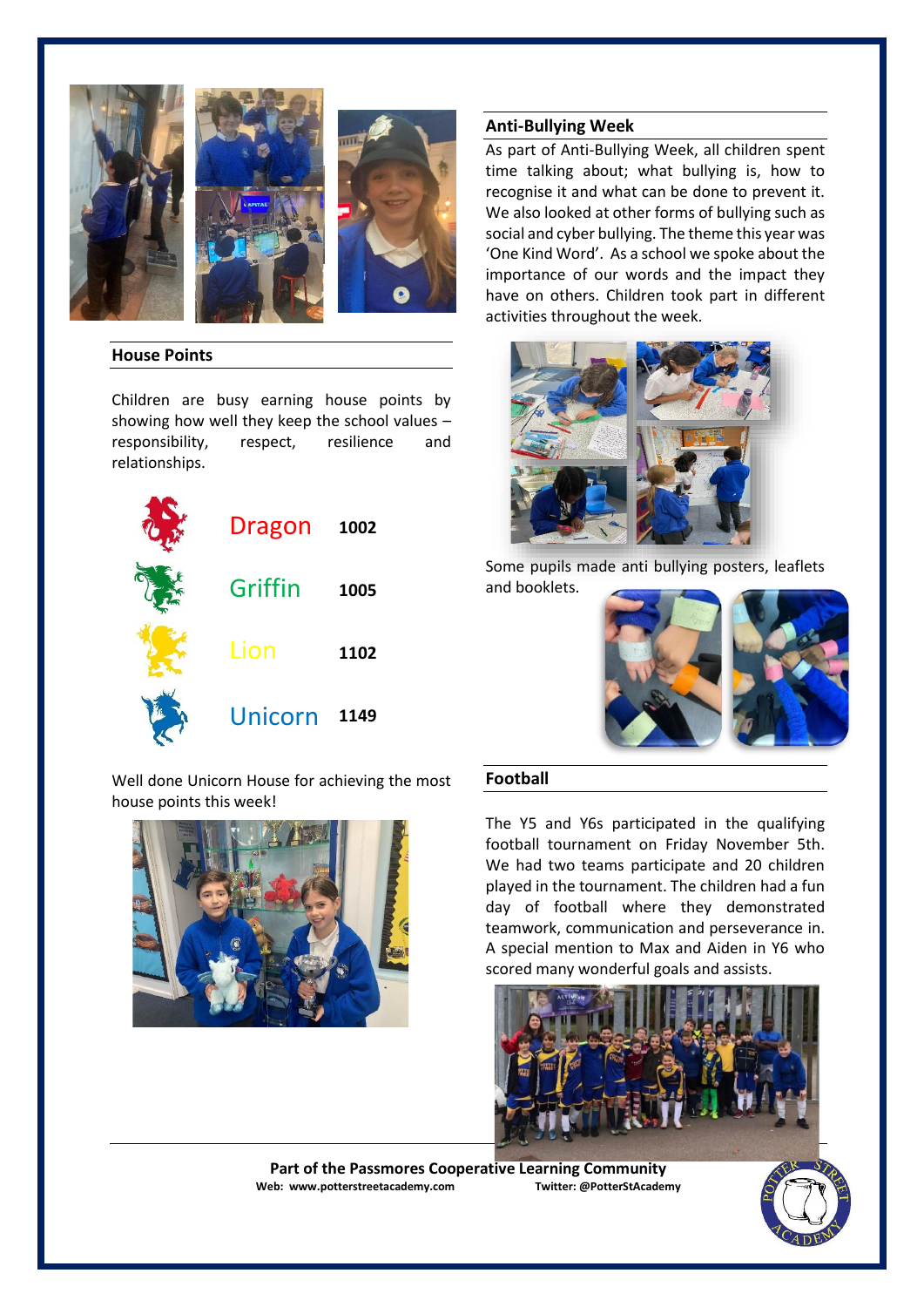## House Points

Children are busy earning house points by showing how well they keep the school values – responsibility, respect, resilience and relationships.

| House | Points |
|---|---|
| Dragon | 1002 |
| Griffin | 1005 |
| Lion | 1102 |
| Unicorn | 1149 |

Well done Unicorn House for achieving the most house points this week!

## Anti-Bullying Week

As part of Anti-Bullying Week, all children spent time talking about; what bullying is, how to recognise it and what can be done to prevent it. We also looked at other forms of bullying such as social and cyber bullying. The theme this year was 'One Kind Word'. As a school we spoke about the importance of our words and the impact they have on others. Children took part in different activities throughout the week.

Some pupils made anti bullying posters, leaflets and booklets.

## Football

The Y5 and Y6s participated in the qualifying football tournament on Friday November 5th. We had two teams participate and 20 children played in the tournament. The children had a fun day of football where they demonstrated teamwork, communication and perseverance in. A special mention to Max and Aiden in Y6 who scored many wonderful goals and assists.

**Part of the Passmores Cooperative Learning Community**

**Web: www.potterstreetacademy.com** **Twitter: @PotterStAcademy**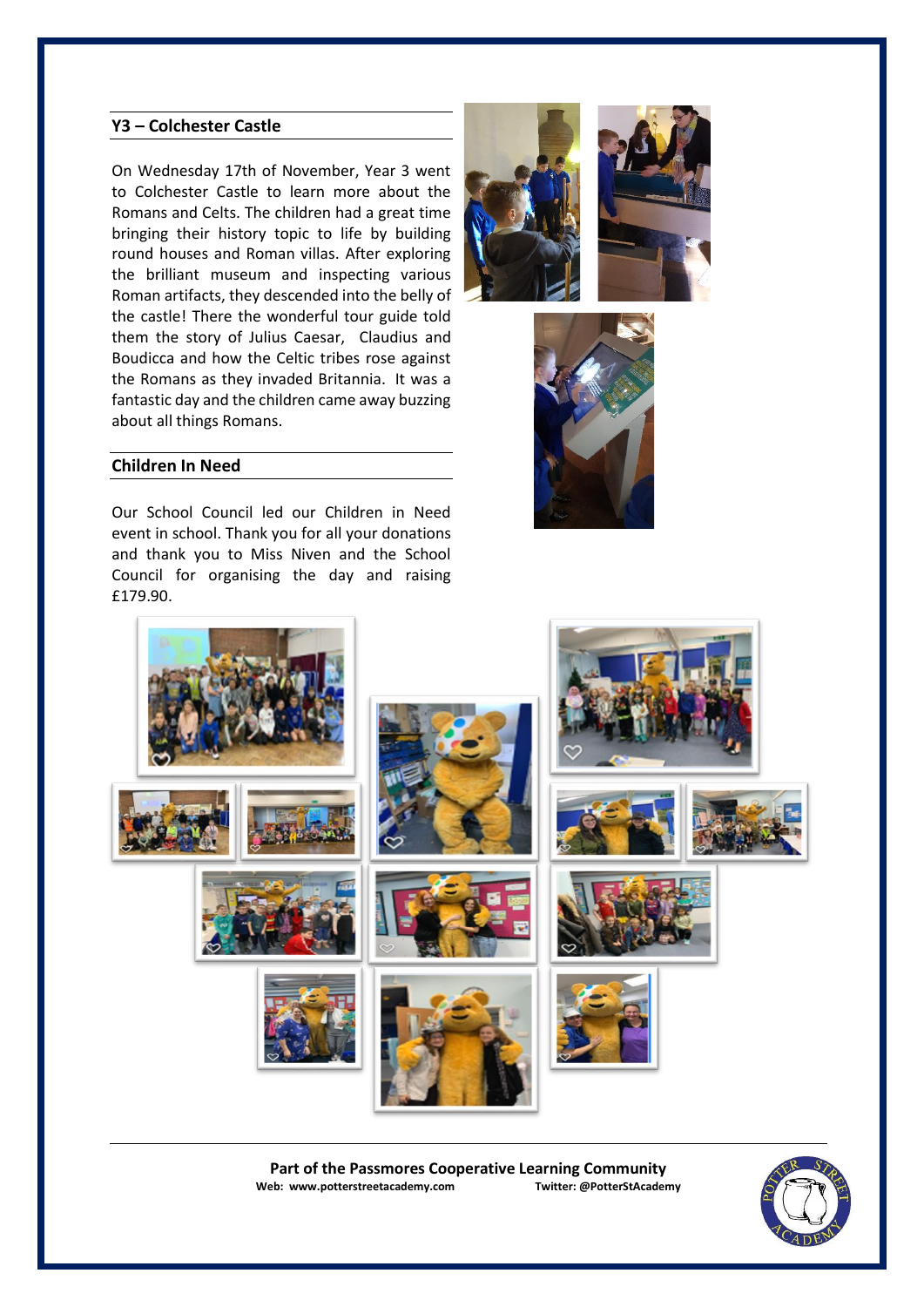## Y3 – Colchester Castle

On Wednesday 17th of November, Year 3 went to Colchester Castle to learn more about the Romans and Celts. The children had a great time bringing their history topic to life by building round houses and Roman villas. After exploring the brilliant museum and inspecting various Roman artifacts, they descended into the belly of the castle! There the wonderful tour guide told them the story of Julius Caesar, Claudius and Boudicca and how the Celtic tribes rose against the Romans as they invaded Britannia. It was a fantastic day and the children came away buzzing about all things Romans.

## Children In Need

Our School Council led our Children in Need event in school. Thank you for all your donations and thank you to Miss Niven and the School Council for organising the day and raising £179.90.

**Part of the Passmores Cooperative Learning Community**
**Web: www.potterstreetacademy.com** **Twitter: @PotterStAcademy**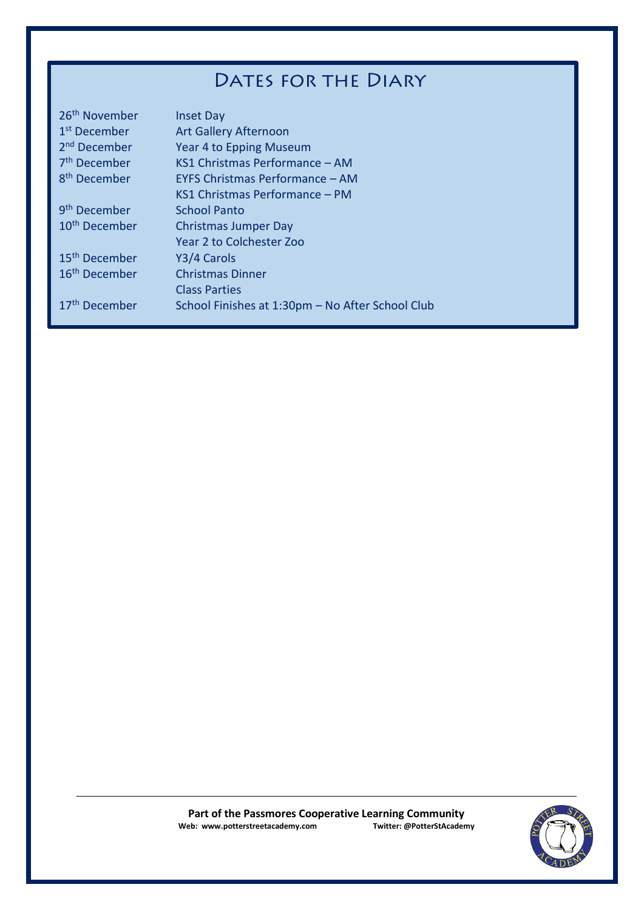## Dates for the Diary

| | |
|---|---|
| 26th November | Inset Day |
| 1st December | Art Gallery Afternoon |
| 2nd December | Year 4 to Epping Museum |
| 7th December | KS1 Christmas Performance – AM |
| 8th December | EYFS Christmas Performance – AM |
| | KS1 Christmas Performance – PM |
| 9th December | School Panto |
| 10th December | Christmas Jumper Day |
| | Year 2 to Colchester Zoo |
| 15th December | Y3/4 Carols |
| 16th December | Christmas Dinner |
| | Class Parties |
| 17th December | School Finishes at 1:30pm – No After School Club |

**Part of the Passmores Cooperative Learning Community**
**Web: www.potterstreetacademy.com** **Twitter: @PotterStAcademy**